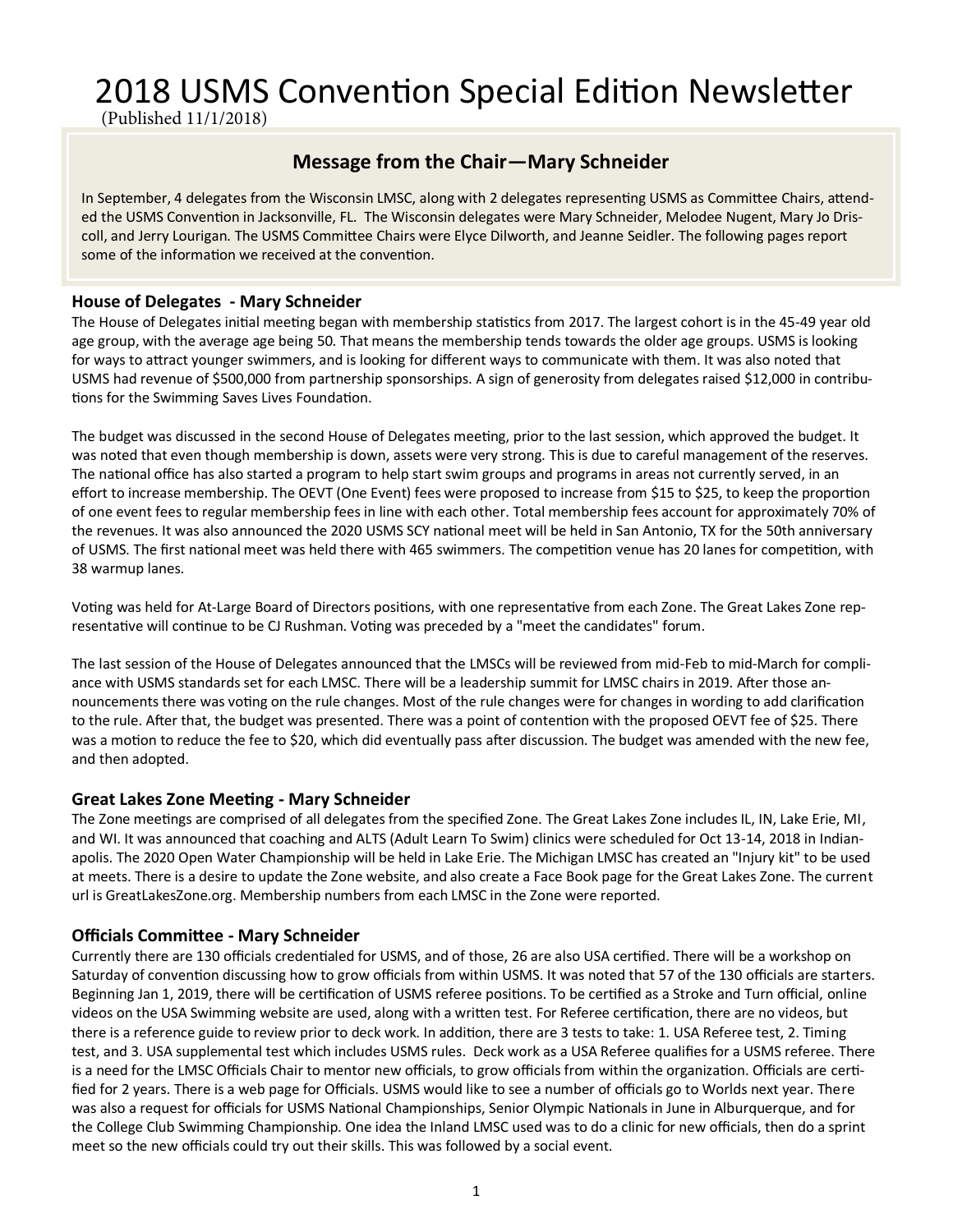# 2018 USMS Convention Special Edition Newsletter

(Published 11/1/2018)

## Message from the Chair—Mary Schneider

In September, 4 delegates from the Wisconsin LMSC, along with 2 delegates representing USMS as Committee Chairs, attended the USMS Convention in Jacksonville, FL. The Wisconsin delegates were Mary Schneider, Melodee Nugent, Mary Jo Driscoll, and Jerry Lourigan. The USMS Committee Chairs were Elyce Dilworth, and Jeanne Seidler. The following pages report some of the information we received at the convention.

### House of Delegates - Mary Schneider

The House of Delegates initial meeting began with membership statistics from 2017. The largest cohort is in the 45-49 year old age group, with the average age being 50. That means the membership tends towards the older age groups. USMS is looking for ways to attract younger swimmers, and is looking for different ways to communicate with them. It was also noted that USMS had revenue of $500,000 from partnership sponsorships. A sign of generosity from delegates raised $12,000 in contributions for the Swimming Saves Lives Foundation.

The budget was discussed in the second House of Delegates meeting, prior to the last session, which approved the budget. It was noted that even though membership is down, assets were very strong. This is due to careful management of the reserves. The national office has also started a program to help start swim groups and programs in areas not currently served, in an effort to increase membership. The OEVT (One Event) fees were proposed to increase from $15 to $25, to keep the proportion of one event fees to regular membership fees in line with each other. Total membership fees account for approximately 70% of the revenues. It was also announced the 2020 USMS SCY national meet will be held in San Antonio, TX for the 50th anniversary of USMS. The first national meet was held there with 465 swimmers. The competition venue has 20 lanes for competition, with 38 warmup lanes.

Voting was held for At-Large Board of Directors positions, with one representative from each Zone. The Great Lakes Zone representative will continue to be CJ Rushman. Voting was preceded by a "meet the candidates" forum.

The last session of the House of Delegates announced that the LMSCs will be reviewed from mid-Feb to mid-March for compliance with USMS standards set for each LMSC. There will be a leadership summit for LMSC chairs in 2019. After those announcements there was voting on the rule changes. Most of the rule changes were for changes in wording to add clarification to the rule. After that, the budget was presented. There was a point of contention with the proposed OEVT fee of $25. There was a motion to reduce the fee to $20, which did eventually pass after discussion. The budget was amended with the new fee, and then adopted.

### Great Lakes Zone Meeting - Mary Schneider

The Zone meetings are comprised of all delegates from the specified Zone. The Great Lakes Zone includes IL, IN, Lake Erie, MI, and WI. It was announced that coaching and ALTS (Adult Learn To Swim) clinics were scheduled for Oct 13-14, 2018 in Indianapolis. The 2020 Open Water Championship will be held in Lake Erie. The Michigan LMSC has created an "Injury kit" to be used at meets. There is a desire to update the Zone website, and also create a Face Book page for the Great Lakes Zone. The current url is GreatLakesZone.org. Membership numbers from each LMSC in the Zone were reported.

### Officials Committee - Mary Schneider

Currently there are 130 officials credentialed for USMS, and of those, 26 are also USA certified. There will be a workshop on Saturday of convention discussing how to grow officials from within USMS. It was noted that 57 of the 130 officials are starters. Beginning Jan 1, 2019, there will be certification of USMS referee positions. To be certified as a Stroke and Turn official, online videos on the USA Swimming website are used, along with a written test. For Referee certification, there are no videos, but there is a reference guide to review prior to deck work. In addition, there are 3 tests to take: 1. USA Referee test, 2. Timing test, and 3. USA supplemental test which includes USMS rules. Deck work as a USA Referee qualifies for a USMS referee. There is a need for the LMSC Officials Chair to mentor new officials, to grow officials from within the organization. Officials are certified for 2 years. There is a web page for Officials. USMS would like to see a number of officials go to Worlds next year. There was also a request for officials for USMS National Championships, Senior Olympic Nationals in June in Alburquerque, and for the College Club Swimming Championship. One idea the Inland LMSC used was to do a clinic for new officials, then do a sprint meet so the new officials could try out their skills. This was followed by a social event.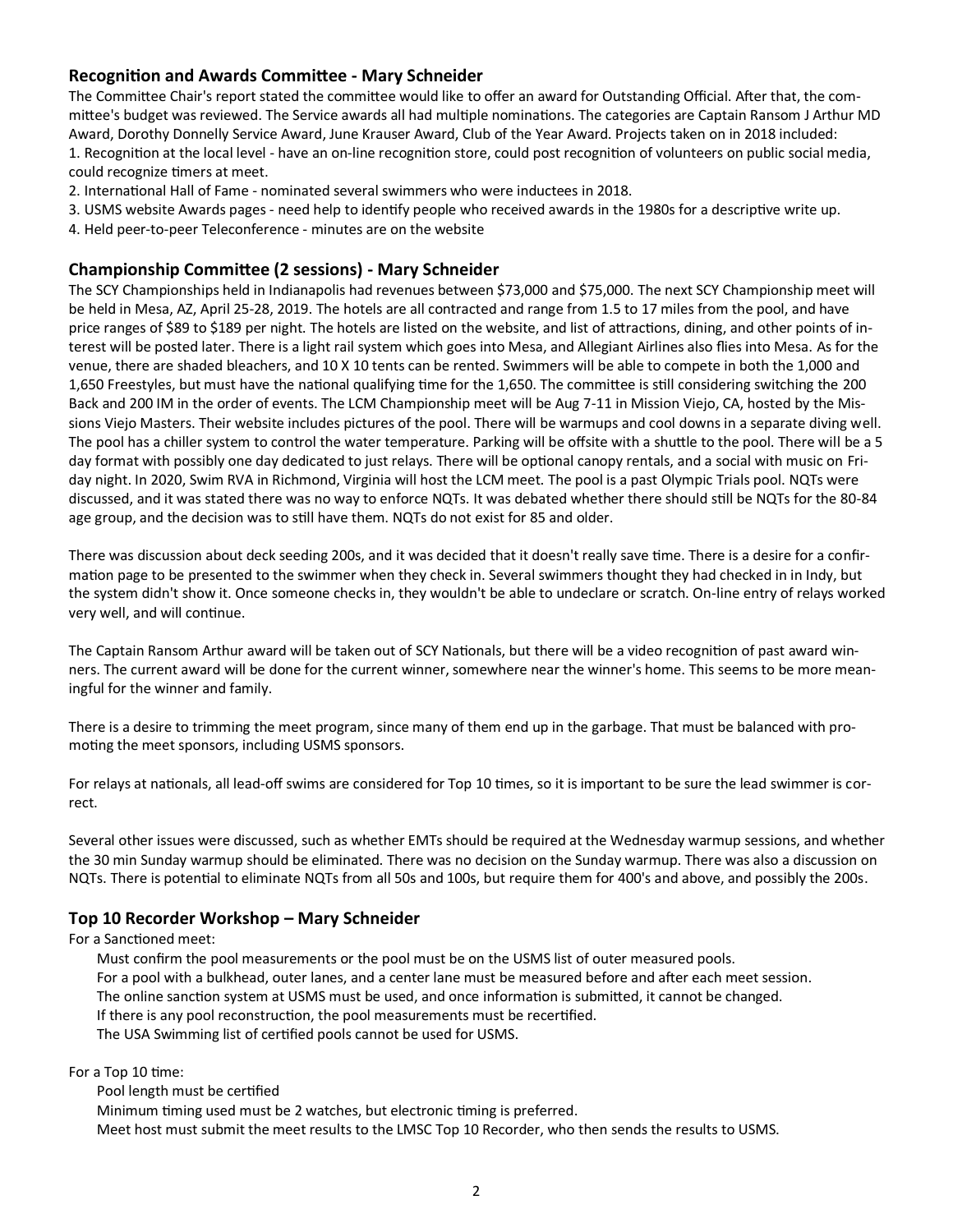### Recognition and Awards Committee - Mary Schneider

The Committee Chair's report stated the committee would like to offer an award for Outstanding Official. After that, the committee's budget was reviewed. The Service awards all had multiple nominations. The categories are Captain Ransom J Arthur MD Award, Dorothy Donnelly Service Award, June Krauser Award, Club of the Year Award. Projects taken on in 2018 included:

1. Recognition at the local level - have an on-line recognition store, could post recognition of volunteers on public social media, could recognize timers at meet.
2. International Hall of Fame - nominated several swimmers who were inductees in 2018.
3. USMS website Awards pages - need help to identify people who received awards in the 1980s for a descriptive write up.
4. Held peer-to-peer Teleconference - minutes are on the website

### Championship Committee (2 sessions) - Mary Schneider

The SCY Championships held in Indianapolis had revenues between $73,000 and $75,000. The next SCY Championship meet will be held in Mesa, AZ, April 25-28, 2019. The hotels are all contracted and range from 1.5 to 17 miles from the pool, and have price ranges of $89 to $189 per night. The hotels are listed on the website, and list of attractions, dining, and other points of interest will be posted later. There is a light rail system which goes into Mesa, and Allegiant Airlines also flies into Mesa. As for the venue, there are shaded bleachers, and 10 X 10 tents can be rented. Swimmers will be able to compete in both the 1,000 and 1,650 Freestyles, but must have the national qualifying time for the 1,650. The committee is still considering switching the 200 Back and 200 IM in the order of events. The LCM Championship meet will be Aug 7-11 in Mission Viejo, CA, hosted by the Missions Viejo Masters. Their website includes pictures of the pool. There will be warmups and cool downs in a separate diving well. The pool has a chiller system to control the water temperature. Parking will be offsite with a shuttle to the pool. There will be a 5 day format with possibly one day dedicated to just relays. There will be optional canopy rentals, and a social with music on Friday night. In 2020, Swim RVA in Richmond, Virginia will host the LCM meet. The pool is a past Olympic Trials pool. NQTs were discussed, and it was stated there was no way to enforce NQTs. It was debated whether there should still be NQTs for the 80-84 age group, and the decision was to still have them. NQTs do not exist for 85 and older.

There was discussion about deck seeding 200s, and it was decided that it doesn't really save time. There is a desire for a confirmation page to be presented to the swimmer when they check in. Several swimmers thought they had checked in in Indy, but the system didn't show it. Once someone checks in, they wouldn't be able to undeclare or scratch. On-line entry of relays worked very well, and will continue.

The Captain Ransom Arthur award will be taken out of SCY Nationals, but there will be a video recognition of past award winners. The current award will be done for the current winner, somewhere near the winner's home. This seems to be more meaningful for the winner and family.

There is a desire to trimming the meet program, since many of them end up in the garbage. That must be balanced with promoting the meet sponsors, including USMS sponsors.

For relays at nationals, all lead-off swims are considered for Top 10 times, so it is important to be sure the lead swimmer is correct.

Several other issues were discussed, such as whether EMTs should be required at the Wednesday warmup sessions, and whether the 30 min Sunday warmup should be eliminated. There was no decision on the Sunday warmup. There was also a discussion on NQTs. There is potential to eliminate NQTs from all 50s and 100s, but require them for 400's and above, and possibly the 200s.

### Top 10 Recorder Workshop – Mary Schneider

For a Sanctioned meet:

- Must confirm the pool measurements or the pool must be on the USMS list of outer measured pools.
- For a pool with a bulkhead, outer lanes, and a center lane must be measured before and after each meet session.
- The online sanction system at USMS must be used, and once information is submitted, it cannot be changed.
- If there is any pool reconstruction, the pool measurements must be recertified.
- The USA Swimming list of certified pools cannot be used for USMS.

For a Top 10 time:

- Pool length must be certified
- Minimum timing used must be 2 watches, but electronic timing is preferred.
- Meet host must submit the meet results to the LMSC Top 10 Recorder, who then sends the results to USMS.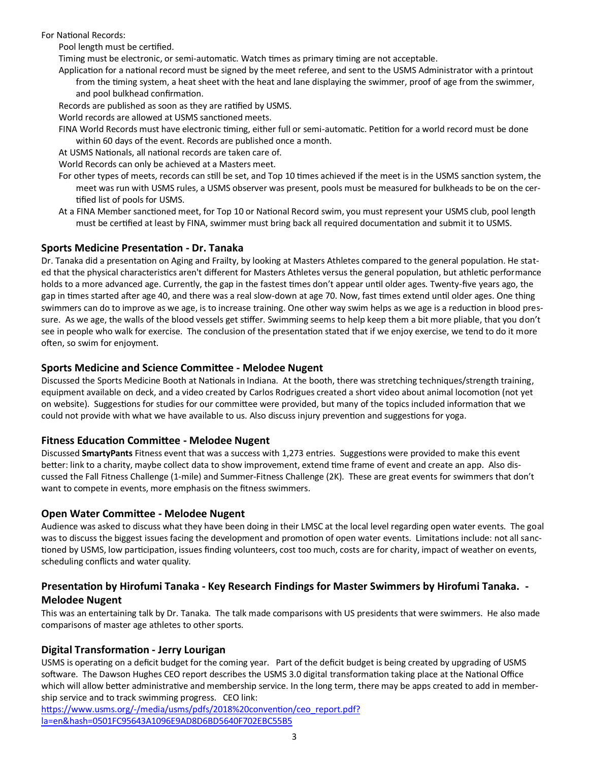For National Records:

- Pool length must be certified.
- Timing must be electronic, or semi-automatic. Watch times as primary timing are not acceptable.
- Application for a national record must be signed by the meet referee, and sent to the USMS Administrator with a printout from the timing system, a heat sheet with the heat and lane displaying the swimmer, proof of age from the swimmer, and pool bulkhead confirmation.
- Records are published as soon as they are ratified by USMS.
- World records are allowed at USMS sanctioned meets.
- FINA World Records must have electronic timing, either full or semi-automatic. Petition for a world record must be done within 60 days of the event. Records are published once a month.
- At USMS Nationals, all national records are taken care of.
- World Records can only be achieved at a Masters meet.
- For other types of meets, records can still be set, and Top 10 times achieved if the meet is in the USMS sanction system, the meet was run with USMS rules, a USMS observer was present, pools must be measured for bulkheads to be on the certified list of pools for USMS.
- At a FINA Member sanctioned meet, for Top 10 or National Record swim, you must represent your USMS club, pool length must be certified at least by FINA, swimmer must bring back all required documentation and submit it to USMS.

## Sports Medicine Presentation - Dr. Tanaka

Dr. Tanaka did a presentation on Aging and Frailty, by looking at Masters Athletes compared to the general population. He stated that the physical characteristics aren't different for Masters Athletes versus the general population, but athletic performance holds to a more advanced age. Currently, the gap in the fastest times don't appear until older ages. Twenty-five years ago, the gap in times started after age 40, and there was a real slow-down at age 70. Now, fast times extend until older ages. One thing swimmers can do to improve as we age, is to increase training. One other way swim helps as we age is a reduction in blood pressure. As we age, the walls of the blood vessels get stiffer. Swimming seems to help keep them a bit more pliable, that you don't see in people who walk for exercise. The conclusion of the presentation stated that if we enjoy exercise, we tend to do it more often, so swim for enjoyment.

## Sports Medicine and Science Committee - Melodee Nugent

Discussed the Sports Medicine Booth at Nationals in Indiana. At the booth, there was stretching techniques/strength training, equipment available on deck, and a video created by Carlos Rodrigues created a short video about animal locomotion (not yet on website). Suggestions for studies for our committee were provided, but many of the topics included information that we could not provide with what we have available to us. Also discuss injury prevention and suggestions for yoga.

## Fitness Education Committee - Melodee Nugent

Discussed **SmartyPants** Fitness event that was a success with 1,273 entries. Suggestions were provided to make this event better: link to a charity, maybe collect data to show improvement, extend time frame of event and create an app. Also discussed the Fall Fitness Challenge (1-mile) and Summer-Fitness Challenge (2K). These are great events for swimmers that don't want to compete in events, more emphasis on the fitness swimmers.

## Open Water Committee - Melodee Nugent

Audience was asked to discuss what they have been doing in their LMSC at the local level regarding open water events. The goal was to discuss the biggest issues facing the development and promotion of open water events. Limitations include: not all sanctioned by USMS, low participation, issues finding volunteers, cost too much, costs are for charity, impact of weather on events, scheduling conflicts and water quality.

## Presentation by Hirofumi Tanaka - Key Research Findings for Master Swimmers by Hirofumi Tanaka. - Melodee Nugent

This was an entertaining talk by Dr. Tanaka. The talk made comparisons with US presidents that were swimmers. He also made comparisons of master age athletes to other sports.

## Digital Transformation - Jerry Lourigan

USMS is operating on a deficit budget for the coming year. Part of the deficit budget is being created by upgrading of USMS software. The Dawson Hughes CEO report describes the USMS 3.0 digital transformation taking place at the National Office which will allow better administrative and membership service. In the long term, there may be apps created to add in membership service and to track swimming progress. CEO link:
https://www.usms.org/-/media/usms/pdfs/2018%20convention/ceo_report.pdf?la=en&hash=0501FC95643A1096E9AD8D6BD5640F702EBC55B5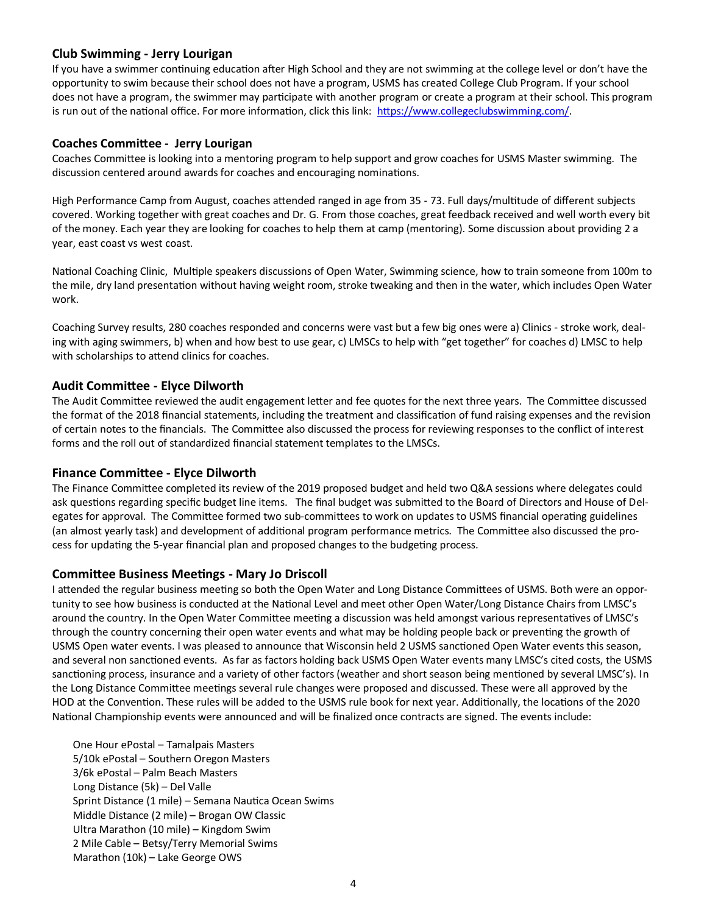### Club Swimming - Jerry Lourigan

If you have a swimmer continuing education after High School and they are not swimming at the college level or don't have the opportunity to swim because their school does not have a program, USMS has created College Club Program. If your school does not have a program, the swimmer may participate with another program or create a program at their school. This program is run out of the national office. For more information, click this link: [https://www.collegeclubswimming.com/](https://www.collegeclubswimming.com/).

### Coaches Committee - Jerry Lourigan

Coaches Committee is looking into a mentoring program to help support and grow coaches for USMS Master swimming. The discussion centered around awards for coaches and encouraging nominations.

High Performance Camp from August, coaches attended ranged in age from 35 - 73. Full days/multitude of different subjects covered. Working together with great coaches and Dr. G. From those coaches, great feedback received and well worth every bit of the money. Each year they are looking for coaches to help them at camp (mentoring). Some discussion about providing 2 a year, east coast vs west coast.

National Coaching Clinic, Multiple speakers discussions of Open Water, Swimming science, how to train someone from 100m to the mile, dry land presentation without having weight room, stroke tweaking and then in the water, which includes Open Water work.

Coaching Survey results, 280 coaches responded and concerns were vast but a few big ones were a) Clinics - stroke work, dealing with aging swimmers, b) when and how best to use gear, c) LMSCs to help with "get together" for coaches d) LMSC to help with scholarships to attend clinics for coaches.

### Audit Committee - Elyce Dilworth

The Audit Committee reviewed the audit engagement letter and fee quotes for the next three years. The Committee discussed the format of the 2018 financial statements, including the treatment and classification of fund raising expenses and the revision of certain notes to the financials. The Committee also discussed the process for reviewing responses to the conflict of interest forms and the roll out of standardized financial statement templates to the LMSCs.

### Finance Committee - Elyce Dilworth

The Finance Committee completed its review of the 2019 proposed budget and held two Q&A sessions where delegates could ask questions regarding specific budget line items. The final budget was submitted to the Board of Directors and House of Delegates for approval. The Committee formed two sub-committees to work on updates to USMS financial operating guidelines (an almost yearly task) and development of additional program performance metrics. The Committee also discussed the process for updating the 5-year financial plan and proposed changes to the budgeting process.

### Committee Business Meetings - Mary Jo Driscoll

I attended the regular business meeting so both the Open Water and Long Distance Committees of USMS. Both were an opportunity to see how business is conducted at the National Level and meet other Open Water/Long Distance Chairs from LMSC's around the country. In the Open Water Committee meeting a discussion was held amongst various representatives of LMSC's through the country concerning their open water events and what may be holding people back or preventing the growth of USMS Open water events. I was pleased to announce that Wisconsin held 2 USMS sanctioned Open Water events this season, and several non sanctioned events. As far as factors holding back USMS Open Water events many LMSC's cited costs, the USMS sanctioning process, insurance and a variety of other factors (weather and short season being mentioned by several LMSC's). In the Long Distance Committee meetings several rule changes were proposed and discussed. These were all approved by the HOD at the Convention. These rules will be added to the USMS rule book for next year. Additionally, the locations of the 2020 National Championship events were announced and will be finalized once contracts are signed. The events include:

One Hour ePostal – Tamalpais Masters
5/10k ePostal – Southern Oregon Masters
3/6k ePostal – Palm Beach Masters
Long Distance (5k) – Del Valle
Sprint Distance (1 mile) – Semana Nautica Ocean Swims
Middle Distance (2 mile) – Brogan OW Classic
Ultra Marathon (10 mile) – Kingdom Swim
2 Mile Cable – Betsy/Terry Memorial Swims
Marathon (10k) – Lake George OWS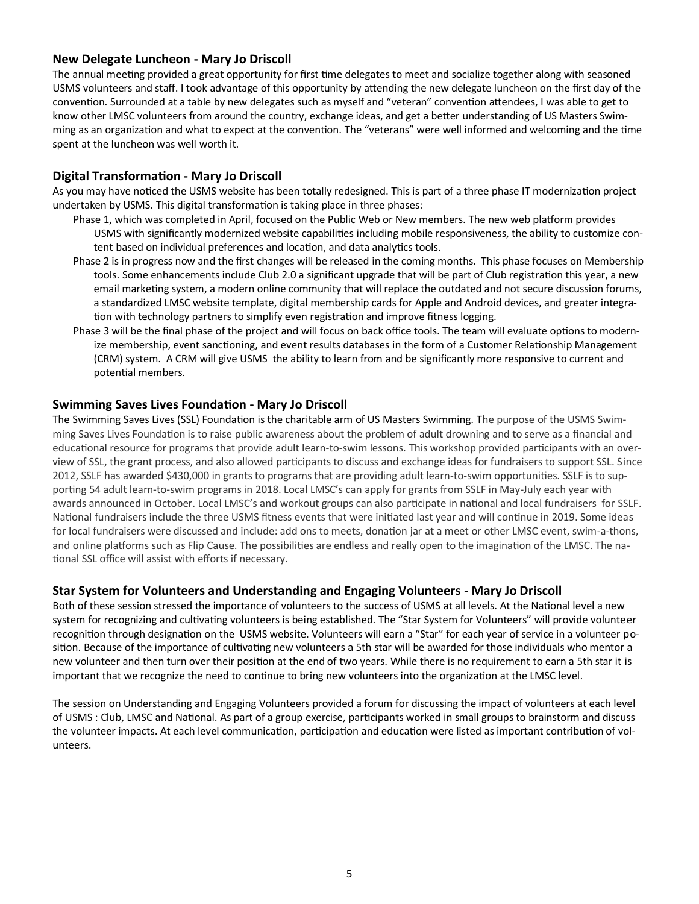### New Delegate Luncheon - Mary Jo Driscoll

The annual meeting provided a great opportunity for first time delegates to meet and socialize together along with seasoned USMS volunteers and staff. I took advantage of this opportunity by attending the new delegate luncheon on the first day of the convention. Surrounded at a table by new delegates such as myself and "veteran" convention attendees, I was able to get to know other LMSC volunteers from around the country, exchange ideas, and get a better understanding of US Masters Swimming as an organization and what to expect at the convention. The "veterans" were well informed and welcoming and the time spent at the luncheon was well worth it.

### Digital Transformation - Mary Jo Driscoll

As you may have noticed the USMS website has been totally redesigned. This is part of a three phase IT modernization project undertaken by USMS. This digital transformation is taking place in three phases:

- Phase 1, which was completed in April, focused on the Public Web or New members. The new web platform provides USMS with significantly modernized website capabilities including mobile responsiveness, the ability to customize content based on individual preferences and location, and data analytics tools.
- Phase 2 is in progress now and the first changes will be released in the coming months. This phase focuses on Membership tools. Some enhancements include Club 2.0 a significant upgrade that will be part of Club registration this year, a new email marketing system, a modern online community that will replace the outdated and not secure discussion forums, a standardized LMSC website template, digital membership cards for Apple and Android devices, and greater integration with technology partners to simplify even registration and improve fitness logging.
- Phase 3 will be the final phase of the project and will focus on back office tools. The team will evaluate options to modernize membership, event sanctioning, and event results databases in the form of a Customer Relationship Management (CRM) system. A CRM will give USMS the ability to learn from and be significantly more responsive to current and potential members.

### Swimming Saves Lives Foundation - Mary Jo Driscoll

The Swimming Saves Lives (SSL) Foundation is the charitable arm of US Masters Swimming. The purpose of the USMS Swimming Saves Lives Foundation is to raise public awareness about the problem of adult drowning and to serve as a financial and educational resource for programs that provide adult learn-to-swim lessons. This workshop provided participants with an overview of SSL, the grant process, and also allowed participants to discuss and exchange ideas for fundraisers to support SSL. Since 2012, SSLF has awarded $430,000 in grants to programs that are providing adult learn-to-swim opportunities. SSLF is to supporting 54 adult learn-to-swim programs in 2018. Local LMSC's can apply for grants from SSLF in May-July each year with awards announced in October. Local LMSC's and workout groups can also participate in national and local fundraisers for SSLF. National fundraisers include the three USMS fitness events that were initiated last year and will continue in 2019. Some ideas for local fundraisers were discussed and include: add ons to meets, donation jar at a meet or other LMSC event, swim-a-thons, and online platforms such as Flip Cause. The possibilities are endless and really open to the imagination of the LMSC. The national SSL office will assist with efforts if necessary.

### Star System for Volunteers and Understanding and Engaging Volunteers - Mary Jo Driscoll

Both of these session stressed the importance of volunteers to the success of USMS at all levels. At the National level a new system for recognizing and cultivating volunteers is being established. The "Star System for Volunteers" will provide volunteer recognition through designation on the USMS website. Volunteers will earn a "Star" for each year of service in a volunteer position. Because of the importance of cultivating new volunteers a 5th star will be awarded for those individuals who mentor a new volunteer and then turn over their position at the end of two years. While there is no requirement to earn a 5th star it is important that we recognize the need to continue to bring new volunteers into the organization at the LMSC level.

The session on Understanding and Engaging Volunteers provided a forum for discussing the impact of volunteers at each level of USMS : Club, LMSC and National. As part of a group exercise, participants worked in small groups to brainstorm and discuss the volunteer impacts. At each level communication, participation and education were listed as important contribution of volunteers.